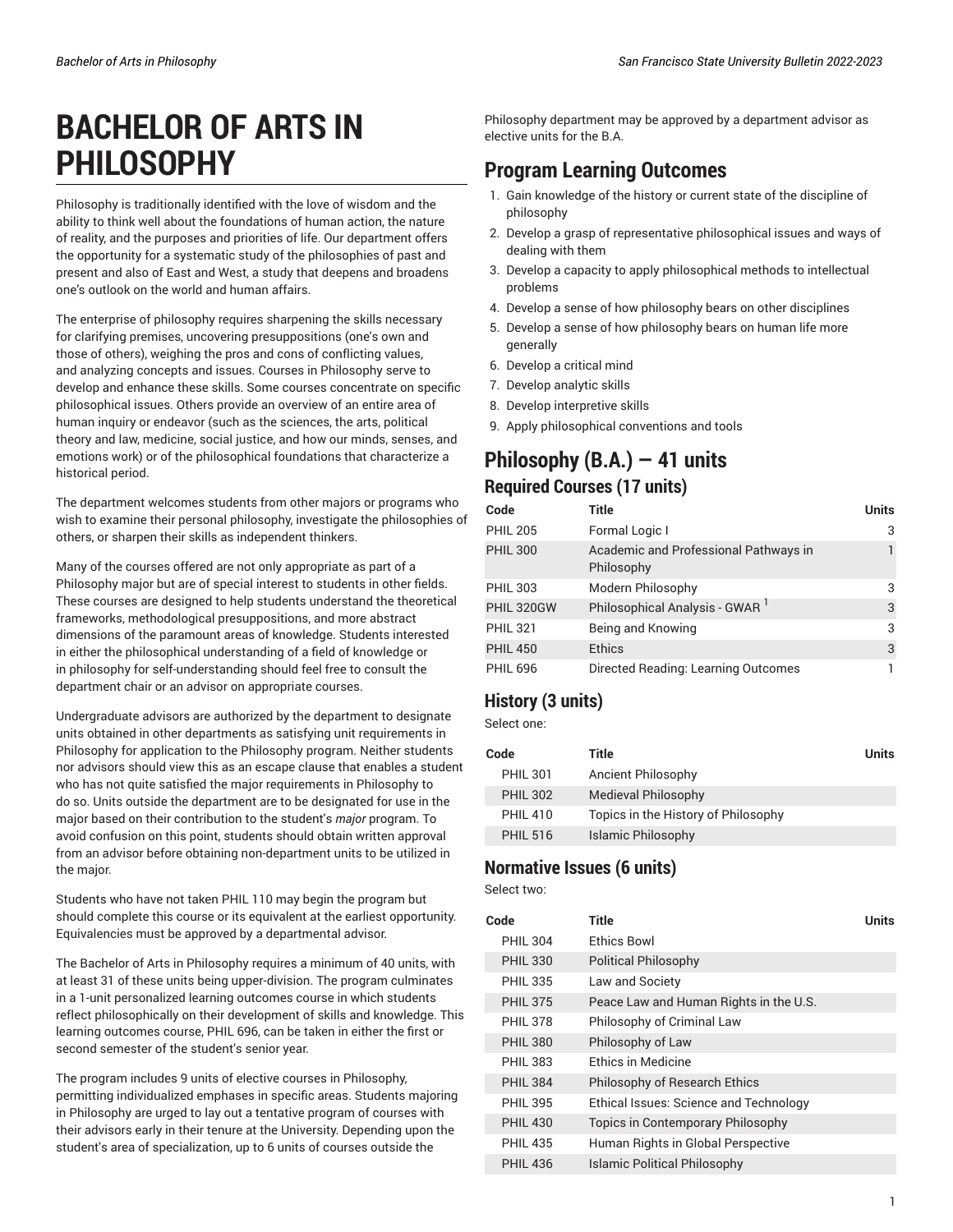# BACHELOR OF ARTS IN PHILOSOPHY

Philosophy is traditionally identified with the love of wisdom and the ability to think well about the foundations of human action, the nature of reality, and the purposes and priorities of life. Our department offers the opportunity for a systematic study of the philosophies of past and present and also of East and West, a study that deepens and broadens one's outlook on the world and human affairs.

The enterprise of philosophy requires sharpening the skills necessary for clarifying premises, uncovering presuppositions (one's own and those of others), weighing the pros and cons of conflicting values, and analyzing concepts and issues. Courses in Philosophy serve to develop and enhance these skills. Some courses concentrate on specific philosophical issues. Others provide an overview of an entire area of human inquiry or endeavor (such as the sciences, the arts, political theory and law, medicine, social justice, and how our minds, senses, and emotions work) or of the philosophical foundations that characterize a historical period.

The department welcomes students from other majors or programs who wish to examine their personal philosophy, investigate the philosophies of others, or sharpen their skills as independent thinkers.

Many of the courses offered are not only appropriate as part of a Philosophy major but are of special interest to students in other fields. These courses are designed to help students understand the theoretical frameworks, methodological presuppositions, and more abstract dimensions of the paramount areas of knowledge. Students interested in either the philosophical understanding of a field of knowledge or in philosophy for self-understanding should feel free to consult the department chair or an advisor on appropriate courses.

Undergraduate advisors are authorized by the department to designate units obtained in other departments as satisfying unit requirements in Philosophy for application to the Philosophy program. Neither students nor advisors should view this as an escape clause that enables a student who has not quite satisfied the major requirements in Philosophy to do so. Units outside the department are to be designated for use in the major based on their contribution to the student's *major* program. To avoid confusion on this point, students should obtain written approval from an advisor before obtaining non-department units to be utilized in the major.

Students who have not taken PHIL 110 may begin the program but should complete this course or its equivalent at the earliest opportunity. Equivalencies must be approved by a departmental advisor.

The Bachelor of Arts in Philosophy requires a minimum of 40 units, with at least 31 of these units being upper-division. The program culminates in a 1-unit personalized learning outcomes course in which students reflect philosophically on their development of skills and knowledge. This learning outcomes course, PHIL 696, can be taken in either the first or second semester of the student's senior year.

The program includes 9 units of elective courses in Philosophy, permitting individualized emphases in specific areas. Students majoring in Philosophy are urged to lay out a tentative program of courses with their advisors early in their tenure at the University. Depending upon the student's area of specialization, up to 6 units of courses outside the Philosophy department may be approved by a department advisor as elective units for the B.A.

## Program Learning Outcomes

1. Gain knowledge of the history or current state of the discipline of philosophy
2. Develop a grasp of representative philosophical issues and ways of dealing with them
3. Develop a capacity to apply philosophical methods to intellectual problems
4. Develop a sense of how philosophy bears on other disciplines
5. Develop a sense of how philosophy bears on human life more generally
6. Develop a critical mind
7. Develop analytic skills
8. Develop interpretive skills
9. Apply philosophical conventions and tools

## Philosophy (B.A.) — 41 units

### Required Courses (17 units)

| Code | Title | Units |
|---|---|---|
| PHIL 205 | Formal Logic I | 3 |
| PHIL 300 | Academic and Professional Pathways in Philosophy | 1 |
| PHIL 303 | Modern Philosophy | 3 |
| PHIL 320GW | Philosophical Analysis - GWAR [1] | 3 |
| PHIL 321 | Being and Knowing | 3 |
| PHIL 450 | Ethics | 3 |
| PHIL 696 | Directed Reading: Learning Outcomes | 1 |

### History (3 units)

Select one:

| Code | Title | Units |
|---|---|---|
| PHIL 301 | Ancient Philosophy | |
| PHIL 302 | Medieval Philosophy | |
| PHIL 410 | Topics in the History of Philosophy | |
| PHIL 516 | Islamic Philosophy | |

### Normative Issues (6 units)

Select two:

| Code | Title | Units |
|---|---|---|
| PHIL 304 | Ethics Bowl | |
| PHIL 330 | Political Philosophy | |
| PHIL 335 | Law and Society | |
| PHIL 375 | Peace Law and Human Rights in the U.S. | |
| PHIL 378 | Philosophy of Criminal Law | |
| PHIL 380 | Philosophy of Law | |
| PHIL 383 | Ethics in Medicine | |
| PHIL 384 | Philosophy of Research Ethics | |
| PHIL 395 | Ethical Issues: Science and Technology | |
| PHIL 430 | Topics in Contemporary Philosophy | |
| PHIL 435 | Human Rights in Global Perspective | |
| PHIL 436 | Islamic Political Philosophy | |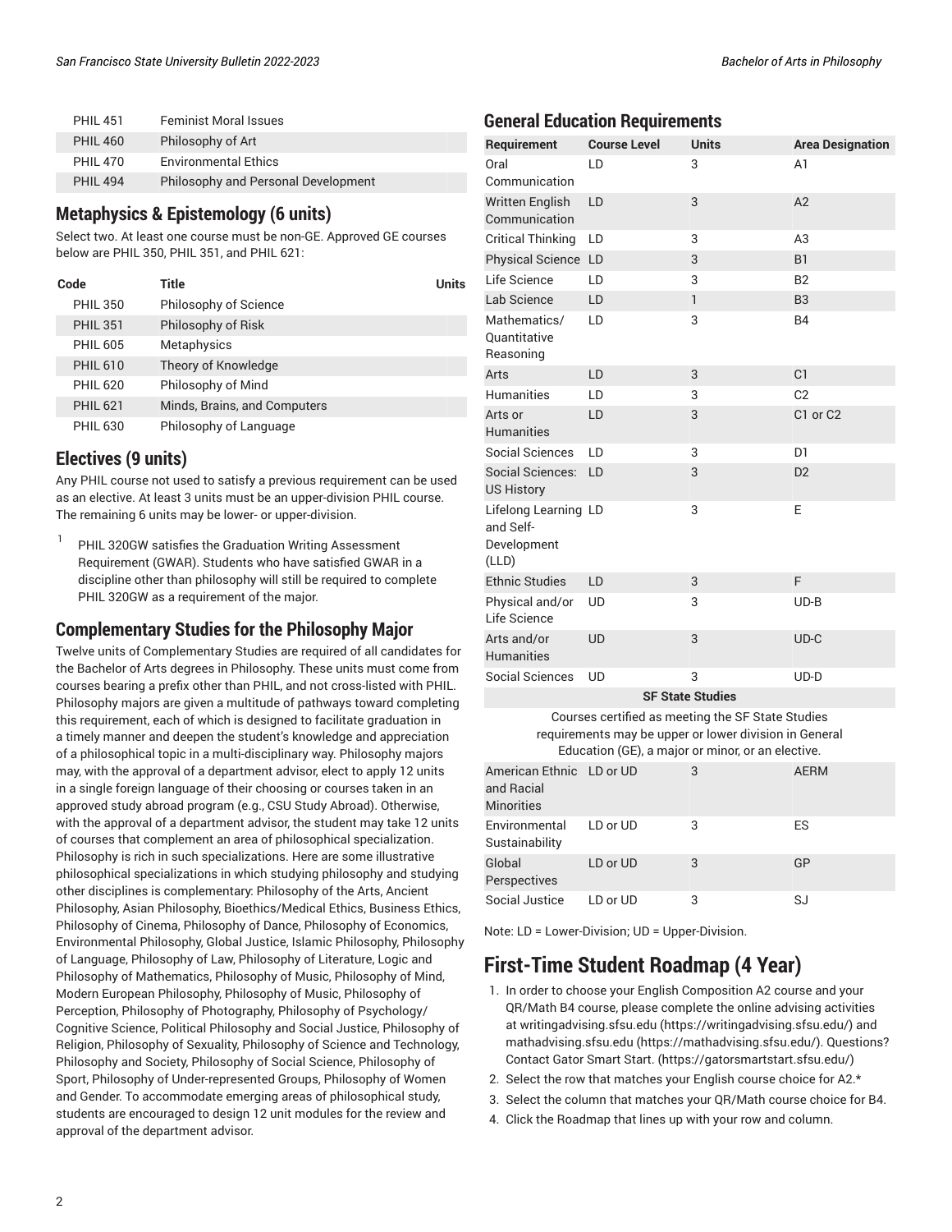| | | |
|---|---|---|
| PHIL 451 | Feminist Moral Issues | |
| PHIL 460 | Philosophy of Art | |
| PHIL 470 | Environmental Ethics | |
| PHIL 494 | Philosophy and Personal Development | |

## Metaphysics & Epistemology (6 units)

Select two. At least one course must be non-GE. Approved GE courses below are PHIL 350, PHIL 351, and PHIL 621:

| Code | Title | Units |
|---|---|---|
| PHIL 350 | Philosophy of Science | |
| PHIL 351 | Philosophy of Risk | |
| PHIL 605 | Metaphysics | |
| PHIL 610 | Theory of Knowledge | |
| PHIL 620 | Philosophy of Mind | |
| PHIL 621 | Minds, Brains, and Computers | |
| PHIL 630 | Philosophy of Language | |

## Electives (9 units)

Any PHIL course not used to satisfy a previous requirement can be used as an elective. At least 3 units must be an upper-division PHIL course. The remaining 6 units may be lower- or upper-division.

[1] PHIL 320GW satisfies the Graduation Writing Assessment Requirement (GWAR). Students who have satisfied GWAR in a discipline other than philosophy will still be required to complete PHIL 320GW as a requirement of the major.

## Complementary Studies for the Philosophy Major

Twelve units of Complementary Studies are required of all candidates for the Bachelor of Arts degrees in Philosophy. These units must come from courses bearing a prefix other than PHIL, and not cross-listed with PHIL. Philosophy majors are given a multitude of pathways toward completing this requirement, each of which is designed to facilitate graduation in a timely manner and deepen the student's knowledge and appreciation of a philosophical topic in a multi-disciplinary way. Philosophy majors may, with the approval of a department advisor, elect to apply 12 units in a single foreign language of their choosing or courses taken in an approved study abroad program (e.g., CSU Study Abroad). Otherwise, with the approval of a department advisor, the student may take 12 units of courses that complement an area of philosophical specialization. Philosophy is rich in such specializations. Here are some illustrative philosophical specializations in which studying philosophy and studying other disciplines is complementary: Philosophy of the Arts, Ancient Philosophy, Asian Philosophy, Bioethics/Medical Ethics, Business Ethics, Philosophy of Cinema, Philosophy of Dance, Philosophy of Economics, Environmental Philosophy, Global Justice, Islamic Philosophy, Philosophy of Language, Philosophy of Law, Philosophy of Literature, Logic and Philosophy of Mathematics, Philosophy of Music, Philosophy of Mind, Modern European Philosophy, Philosophy of Music, Philosophy of Perception, Philosophy of Photography, Philosophy of Psychology/Cognitive Science, Political Philosophy and Social Justice, Philosophy of Religion, Philosophy of Sexuality, Philosophy of Science and Technology, Philosophy and Society, Philosophy of Social Science, Philosophy of Sport, Philosophy of Under-represented Groups, Philosophy of Women and Gender. To accommodate emerging areas of philosophical study, students are encouraged to design 12 unit modules for the review and approval of the department advisor.

## General Education Requirements

| Requirement | Course Level | Units | Area Designation |
|---|---|---|---|
| Oral Communication | LD | 3 | A1 |
| Written English Communication | LD | 3 | A2 |
| Critical Thinking | LD | 3 | A3 |
| Physical Science | LD | 3 | B1 |
| Life Science | LD | 3 | B2 |
| Lab Science | LD | 1 | B3 |
| Mathematics/Quantitative Reasoning | LD | 3 | B4 |
| Arts | LD | 3 | C1 |
| Humanities | LD | 3 | C2 |
| Arts or Humanities | LD | 3 | C1 or C2 |
| Social Sciences | LD | 3 | D1 |
| Social Sciences: US History | LD | 3 | D2 |
| Lifelong Learning and Self-Development (LLD) | LD | 3 | E |
| Ethnic Studies | LD | 3 | F |
| Physical and/or Life Science | UD | 3 | UD-B |
| Arts and/or Humanities | UD | 3 | UD-C |
| Social Sciences | UD | 3 | UD-D |
| **SF State Studies** | | | |
| Courses certified as meeting the SF State Studies requirements may be upper or lower division in General Education (GE), a major or minor, or an elective. | | | |
| American Ethnic and Racial Minorities | LD or UD | 3 | AERM |
| Environmental Sustainability | LD or UD | 3 | ES |
| Global Perspectives | LD or UD | 3 | GP |
| Social Justice | LD or UD | 3 | SJ |

Note: LD = Lower-Division; UD = Upper-Division.

# First-Time Student Roadmap (4 Year)

1. In order to choose your English Composition A2 course and your QR/Math B4 course, please complete the online advising activities at writingadvising.sfsu.edu (https://writingadvising.sfsu.edu/) and mathadvising.sfsu.edu (https://mathadvising.sfsu.edu/). Questions? Contact Gator Smart Start. (https://gatorsmartstart.sfsu.edu/)
2. Select the row that matches your English course choice for A2.*
3. Select the column that matches your QR/Math course choice for B4.
4. Click the Roadmap that lines up with your row and column.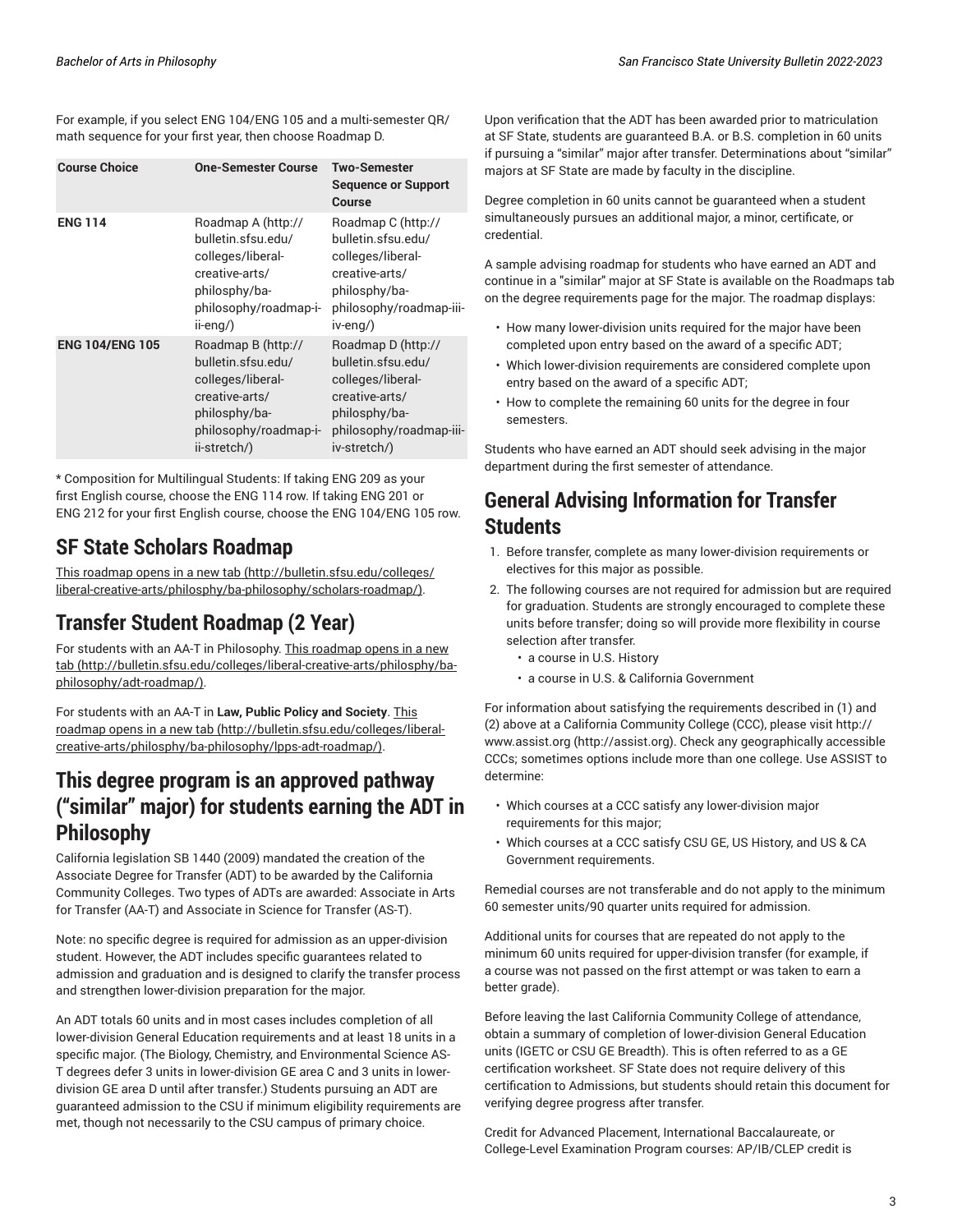For example, if you select ENG 104/ENG 105 and a multi-semester QR/ math sequence for your first year, then choose Roadmap D.

| Course Choice | One-Semester Course | Two-Semester Sequence or Support Course |
| --- | --- | --- |
| **ENG 114** | Roadmap A (http://bulletin.sfsu.edu/colleges/liberal-creative-arts/philosophy/ba-philosophy/roadmap-i-ii-eng/) | Roadmap C (http://bulletin.sfsu.edu/colleges/liberal-creative-arts/philosophy/ba-philosophy/roadmap-iii-iv-eng/) |
| **ENG 104/ENG 105** | Roadmap B (http://bulletin.sfsu.edu/colleges/liberal-creative-arts/philosophy/ba-philosophy/roadmap-i-ii-stretch/) | Roadmap D (http://bulletin.sfsu.edu/colleges/liberal-creative-arts/philosophy/ba-philosophy/roadmap-iii-iv-stretch/) |

* Composition for Multilingual Students: If taking ENG 209 as your first English course, choose the ENG 114 row. If taking ENG 201 or ENG 212 for your first English course, choose the ENG 104/ENG 105 row.

## SF State Scholars Roadmap

This roadmap opens in a new tab (http://bulletin.sfsu.edu/colleges/liberal-creative-arts/philosophy/ba-philosophy/scholars-roadmap/).

## Transfer Student Roadmap (2 Year)

For students with an AA-T in Philosophy. This roadmap opens in a new tab (http://bulletin.sfsu.edu/colleges/liberal-creative-arts/philosophy/ba-philosophy/adt-roadmap/).

For students with an AA-T in **Law, Public Policy and Society**. This roadmap opens in a new tab (http://bulletin.sfsu.edu/colleges/liberal-creative-arts/philosophy/ba-philosophy/lpps-adt-roadmap/).

## This degree program is an approved pathway ("similar" major) for students earning the ADT in Philosophy

California legislation SB 1440 (2009) mandated the creation of the Associate Degree for Transfer (ADT) to be awarded by the California Community Colleges. Two types of ADTs are awarded: Associate in Arts for Transfer (AA-T) and Associate in Science for Transfer (AS-T).

Note: no specific degree is required for admission as an upper-division student. However, the ADT includes specific guarantees related to admission and graduation and is designed to clarify the transfer process and strengthen lower-division preparation for the major.

An ADT totals 60 units and in most cases includes completion of all lower-division General Education requirements and at least 18 units in a specific major. (The Biology, Chemistry, and Environmental Science AS-T degrees defer 3 units in lower-division GE area C and 3 units in lower-division GE area D until after transfer.) Students pursuing an ADT are guaranteed admission to the CSU if minimum eligibility requirements are met, though not necessarily to the CSU campus of primary choice.

Upon verification that the ADT has been awarded prior to matriculation at SF State, students are guaranteed B.A. or B.S. completion in 60 units if pursuing a "similar" major after transfer. Determinations about "similar" majors at SF State are made by faculty in the discipline.

Degree completion in 60 units cannot be guaranteed when a student simultaneously pursues an additional major, a minor, certificate, or credential.

A sample advising roadmap for students who have earned an ADT and continue in a "similar" major at SF State is available on the Roadmaps tab on the degree requirements page for the major. The roadmap displays:

- How many lower-division units required for the major have been completed upon entry based on the award of a specific ADT;
- Which lower-division requirements are considered complete upon entry based on the award of a specific ADT;
- How to complete the remaining 60 units for the degree in four semesters.

Students who have earned an ADT should seek advising in the major department during the first semester of attendance.

## General Advising Information for Transfer Students

1. Before transfer, complete as many lower-division requirements or electives for this major as possible.
2. The following courses are not required for admission but are required for graduation. Students are strongly encouraged to complete these units before transfer; doing so will provide more flexibility in course selection after transfer.
    - a course in U.S. History
    - a course in U.S. & California Government

For information about satisfying the requirements described in (1) and (2) above at a California Community College (CCC), please visit http://www.assist.org (http://assist.org). Check any geographically accessible CCCs; sometimes options include more than one college. Use ASSIST to determine:

- Which courses at a CCC satisfy any lower-division major requirements for this major;
- Which courses at a CCC satisfy CSU GE, US History, and US & CA Government requirements.

Remedial courses are not transferable and do not apply to the minimum 60 semester units/90 quarter units required for admission.

Additional units for courses that are repeated do not apply to the minimum 60 units required for upper-division transfer (for example, if a course was not passed on the first attempt or was taken to earn a better grade).

Before leaving the last California Community College of attendance, obtain a summary of completion of lower-division General Education units (IGETC or CSU GE Breadth). This is often referred to as a GE certification worksheet. SF State does not require delivery of this certification to Admissions, but students should retain this document for verifying degree progress after transfer.

Credit for Advanced Placement, International Baccalaureate, or College-Level Examination Program courses: AP/IB/CLEP credit is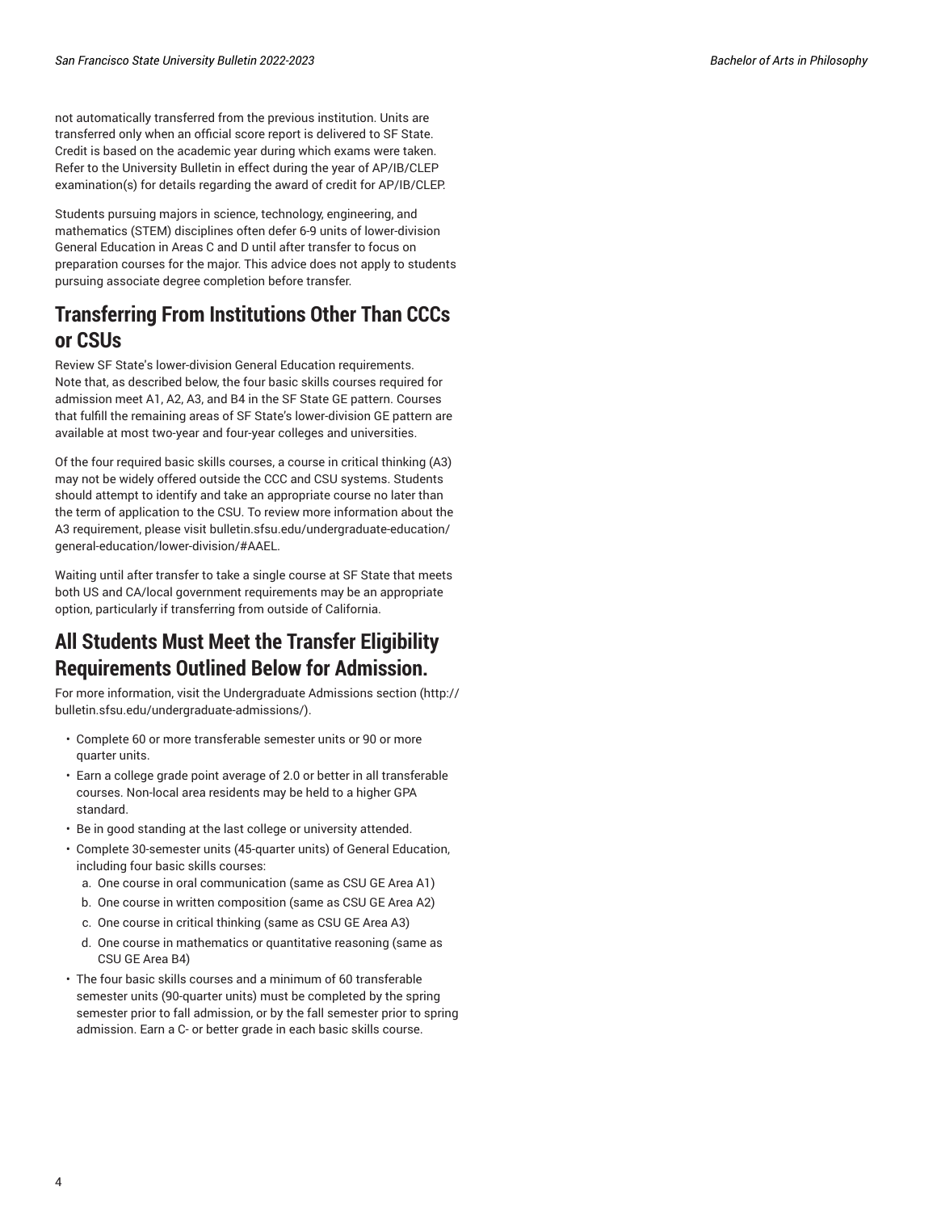not automatically transferred from the previous institution. Units are transferred only when an official score report is delivered to SF State. Credit is based on the academic year during which exams were taken. Refer to the University Bulletin in effect during the year of AP/IB/CLEP examination(s) for details regarding the award of credit for AP/IB/CLEP.

Students pursuing majors in science, technology, engineering, and mathematics (STEM) disciplines often defer 6-9 units of lower-division General Education in Areas C and D until after transfer to focus on preparation courses for the major. This advice does not apply to students pursuing associate degree completion before transfer.

## Transferring From Institutions Other Than CCCs or CSUs

Review SF State's lower-division General Education requirements. Note that, as described below, the four basic skills courses required for admission meet A1, A2, A3, and B4 in the SF State GE pattern. Courses that fulfill the remaining areas of SF State's lower-division GE pattern are available at most two-year and four-year colleges and universities.

Of the four required basic skills courses, a course in critical thinking (A3) may not be widely offered outside the CCC and CSU systems. Students should attempt to identify and take an appropriate course no later than the term of application to the CSU. To review more information about the A3 requirement, please visit bulletin.sfsu.edu/undergraduate-education/general-education/lower-division/#AAEL.

Waiting until after transfer to take a single course at SF State that meets both US and CA/local government requirements may be an appropriate option, particularly if transferring from outside of California.

## All Students Must Meet the Transfer Eligibility Requirements Outlined Below for Admission.

For more information, visit the Undergraduate Admissions section (http://bulletin.sfsu.edu/undergraduate-admissions/).

- Complete 60 or more transferable semester units or 90 or more quarter units.
- Earn a college grade point average of 2.0 or better in all transferable courses. Non-local area residents may be held to a higher GPA standard.
- Be in good standing at the last college or university attended.
- Complete 30-semester units (45-quarter units) of General Education, including four basic skills courses:
  a. One course in oral communication (same as CSU GE Area A1)
  b. One course in written composition (same as CSU GE Area A2)
  c. One course in critical thinking (same as CSU GE Area A3)
  d. One course in mathematics or quantitative reasoning (same as CSU GE Area B4)
- The four basic skills courses and a minimum of 60 transferable semester units (90-quarter units) must be completed by the spring semester prior to fall admission, or by the fall semester prior to spring admission. Earn a C- or better grade in each basic skills course.